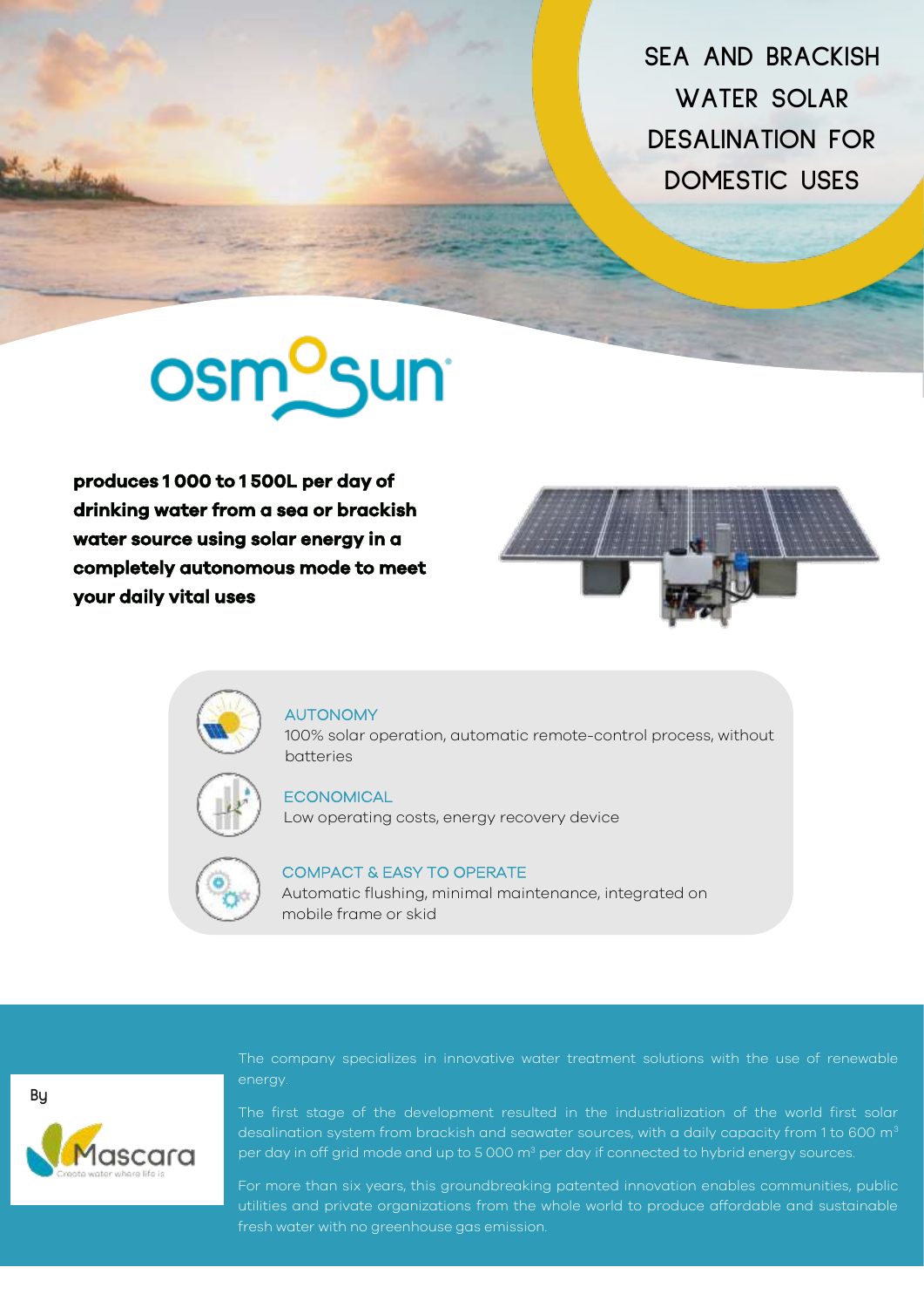# SEA AND BRACKISH WATER SOLAR DESALINATION FOR DOMESTIC USES

## osmosun

**produces 1 000 to 1 500L per day of drinking water from a sea or brackish water source using solar energy in a completely autonomous mode to meet your daily vital uses**

**AUTONOMY**
100% solar operation, automatic remote-control process, without batteries

**ECONOMICAL**
Low operating costs, energy recovery device

**COMPACT & EASY TO OPERATE**
Automatic flushing, minimal maintenance, integrated on mobile frame or skid

By

Mascara
Create water where life is

The company specializes in innovative water treatment solutions with the use of renewable energy.

The first stage of the development resulted in the industrialization of the world first solar desalination system from brackish and seawater sources, with a daily capacity from 1 to 600 $m^3$ per day in off grid mode and up to 5 000 $m^3$ per day if connected to hybrid energy sources.

For more than six years, this groundbreaking patented innovation enables communities, public utilities and private organizations from the whole world to produce affordable and sustainable fresh water with no greenhouse gas emission.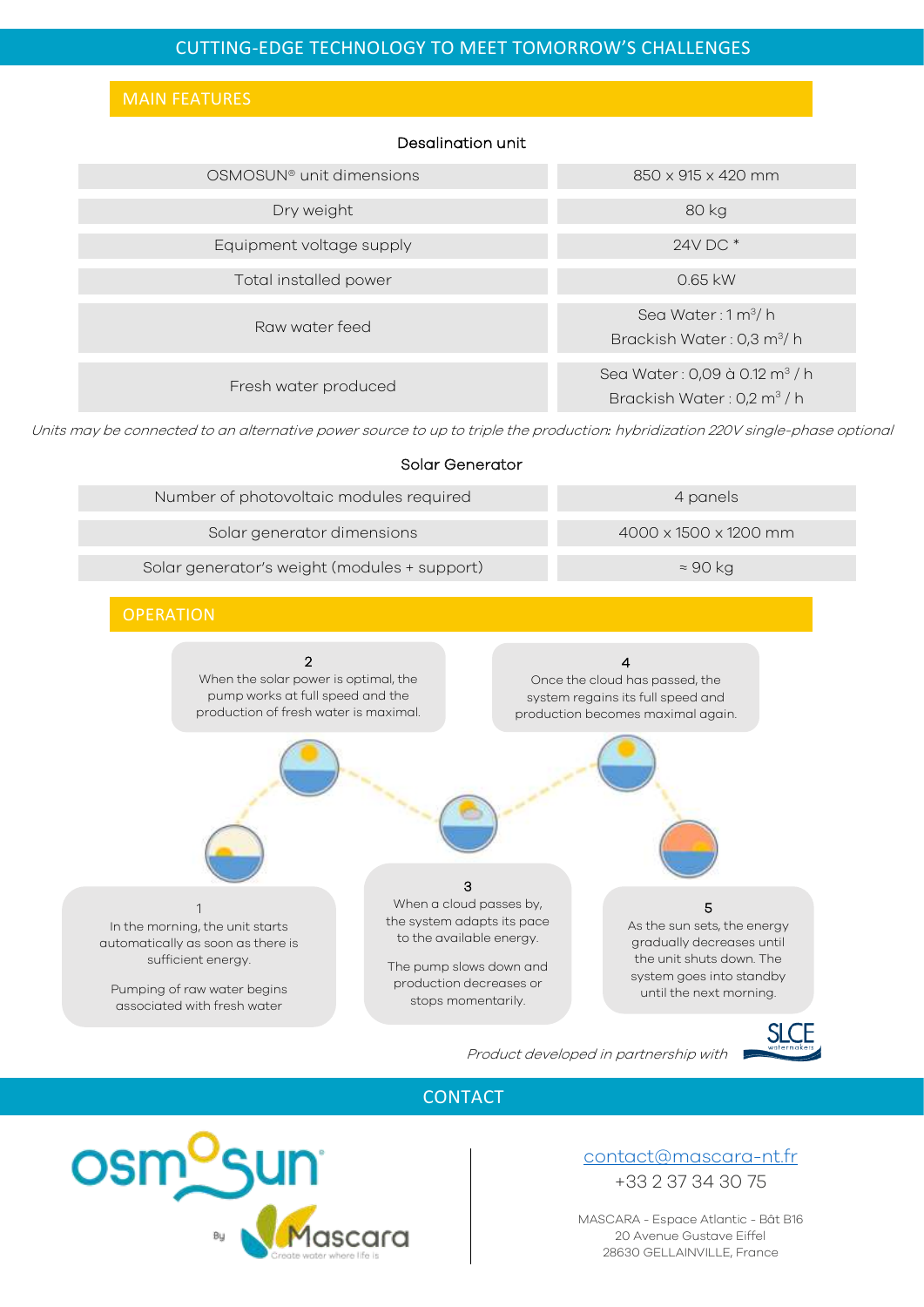## CUTTING-EDGE TECHNOLOGY TO MEET TOMORROW'S CHALLENGES

### MAIN FEATURES

**Desalination unit**

| | |
|---|---|
| OSMOSUN® unit dimensions | 850 x 915 x 420 mm |
| Dry weight | 80 kg |
| Equipment voltage supply | 24V DC * |
| Total installed power | 0.65 kW |
| Raw water feed | Sea Water : 1 $m^3$/ h<br>Brackish Water : 0,3 $m^3$/ h |
| Fresh water produced | Sea Water : 0,09 à 0.12 $m^3$ / h<br>Brackish Water : 0,2 $m^3$ / h |

*Units may be connected to an alternative power source to up to triple the production: hybridization 220V single-phase optional*

**Solar Generator**

| | |
|---|---|
| Number of photovoltaic modules required | 4 panels |
| Solar generator dimensions | 4000 x 1500 x 1200 mm |
| Solar generator's weight (modules + support) | ≈ 90 kg |

### OPERATION

1

In the morning, the unit starts automatically as soon as there is sufficient energy.

Pumping of raw water begins associated with fresh water

2

When the solar power is optimal, the pump works at full speed and the production of fresh water is maximal.

3

When a cloud passes by, the system adapts its pace to the available energy.

The pump slows down and production decreases or stops momentarily.

4

Once the cloud has passed, the system regains its full speed and production becomes maximal again.

5

As the sun sets, the energy gradually decreases until the unit shuts down. The system goes into standby until the next morning.

*Product developed in partnership with* SLCE watermakers

## CONTACT

osmosun® By Mascara
Create water where life is

contact@mascara-nt.fr
+33 2 37 34 30 75

MASCARA - Espace Atlantic - Bât B16
20 Avenue Gustave Eiffel
28630 GELLAINVILLE, France